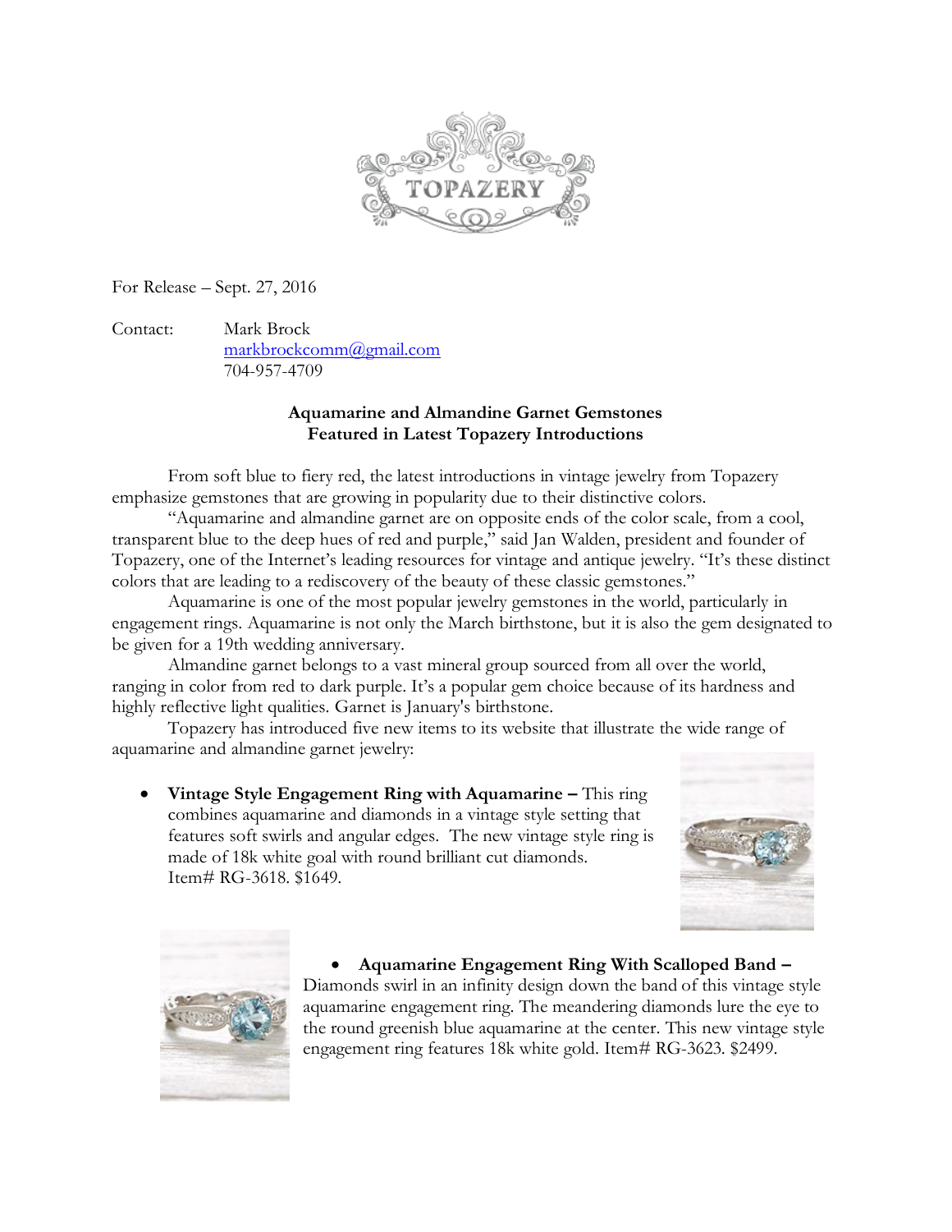TOPAZERY

For Release – Sept. 27, 2016

Contact: Mark Brock
markbrockcomm@gmail.com
704-957-4709

**Aquamarine and Almandine Garnet Gemstones**
**Featured in Latest Topazery Introductions**

From soft blue to fiery red, the latest introductions in vintage jewelry from Topazery emphasize gemstones that are growing in popularity due to their distinctive colors.

"Aquamarine and almandine garnet are on opposite ends of the color scale, from a cool, transparent blue to the deep hues of red and purple," said Jan Walden, president and founder of Topazery, one of the Internet's leading resources for vintage and antique jewelry. "It's these distinct colors that are leading to a rediscovery of the beauty of these classic gemstones."

Aquamarine is one of the most popular jewelry gemstones in the world, particularly in engagement rings. Aquamarine is not only the March birthstone, but it is also the gem designated to be given for a 19th wedding anniversary.

Almandine garnet belongs to a vast mineral group sourced from all over the world, ranging in color from red to dark purple. It's a popular gem choice because of its hardness and highly reflective light qualities. Garnet is January's birthstone.

Topazery has introduced five new items to its website that illustrate the wide range of aquamarine and almandine garnet jewelry:

- **Vintage Style Engagement Ring with Aquamarine –** This ring combines aquamarine and diamonds in a vintage style setting that features soft swirls and angular edges. The new vintage style ring is made of 18k white goal with round brilliant cut diamonds. Item# RG-3618. $1649.

- **Aquamarine Engagement Ring With Scalloped Band –** Diamonds swirl in an infinity design down the band of this vintage style aquamarine engagement ring. The meandering diamonds lure the eye to the round greenish blue aquamarine at the center. This new vintage style engagement ring features 18k white gold. Item# RG-3623. $2499.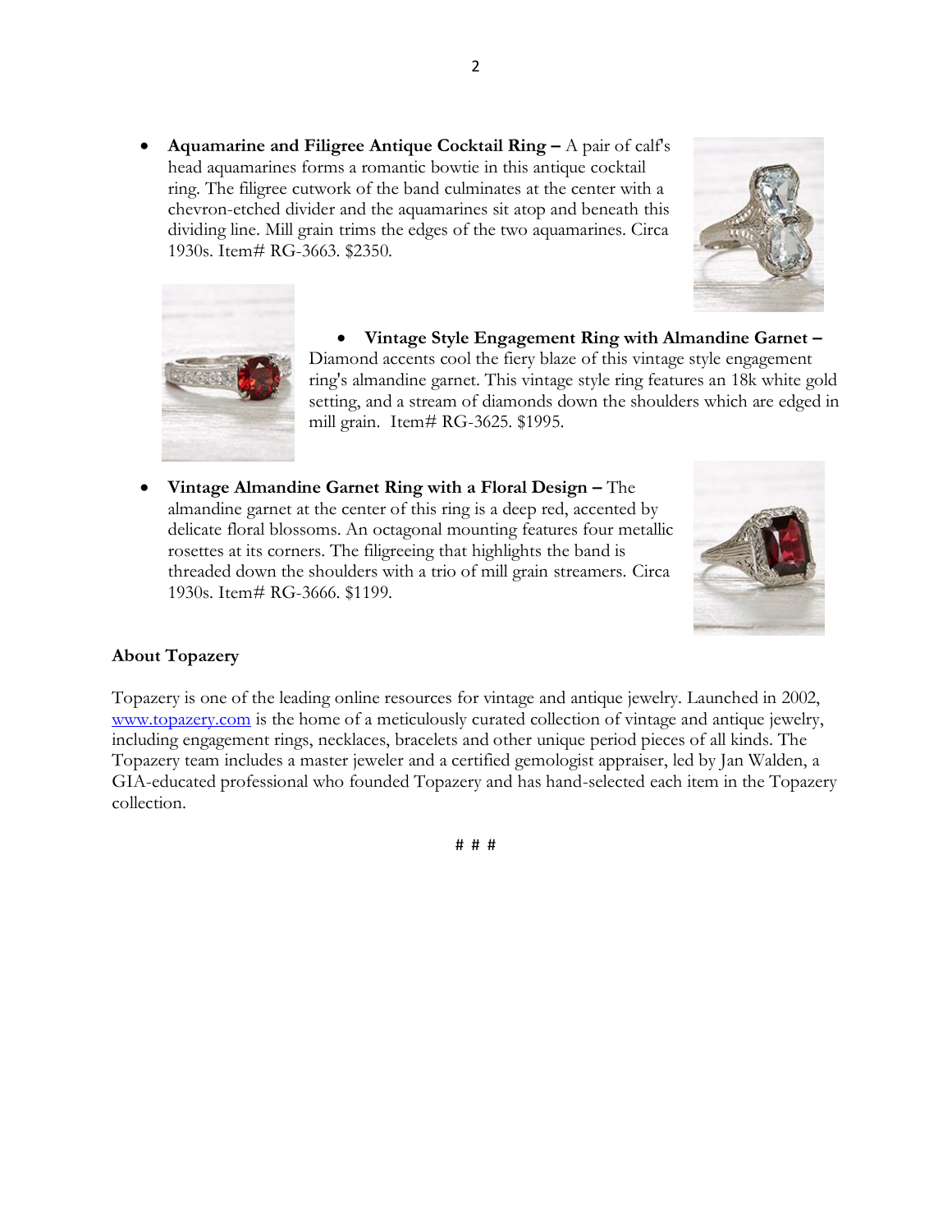- **Aquamarine and Filigree Antique Cocktail Ring –** A pair of calf's head aquamarines forms a romantic bowtie in this antique cocktail ring. The filigree cutwork of the band culminates at the center with a chevron-etched divider and the aquamarines sit atop and beneath this dividing line. Mill grain trims the edges of the two aquamarines. Circa 1930s. Item# RG-3663. $2350.

- **Vintage Style Engagement Ring with Almandine Garnet –** Diamond accents cool the fiery blaze of this vintage style engagement ring's almandine garnet. This vintage style ring features an 18k white gold setting, and a stream of diamonds down the shoulders which are edged in mill grain. Item# RG-3625. $1995.

- **Vintage Almandine Garnet Ring with a Floral Design –** The almandine garnet at the center of this ring is a deep red, accented by delicate floral blossoms. An octagonal mounting features four metallic rosettes at its corners. The filigreeing that highlights the band is threaded down the shoulders with a trio of mill grain streamers. Circa 1930s. Item# RG-3666. $1199.

**About Topazery**

Topazery is one of the leading online resources for vintage and antique jewelry. Launched in 2002, www.topazery.com is the home of a meticulously curated collection of vintage and antique jewelry, including engagement rings, necklaces, bracelets and other unique period pieces of all kinds. The Topazery team includes a master jeweler and a certified gemologist appraiser, led by Jan Walden, a GIA-educated professional who founded Topazery and has hand-selected each item in the Topazery collection.

# # #